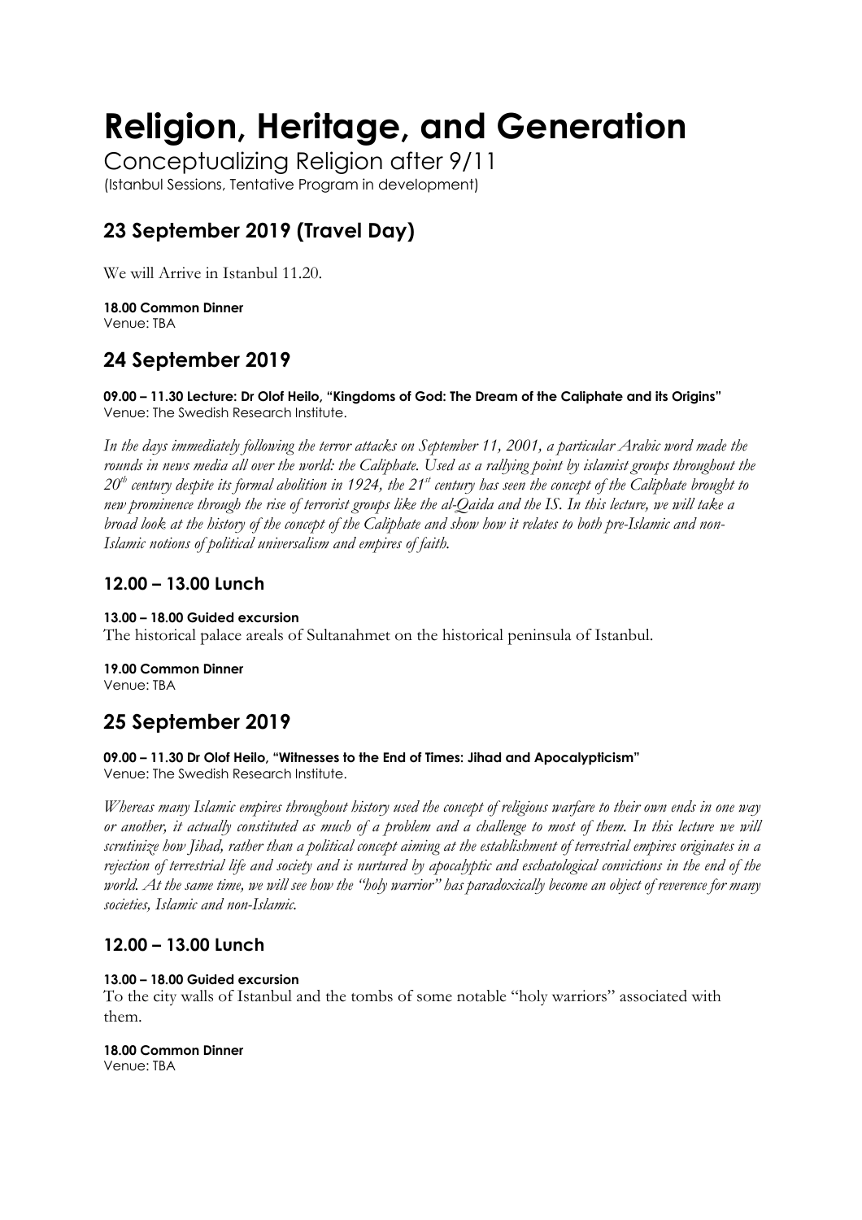# Religion, Heritage, and Generation

Conceptualizing Religion after 9/11

(Istanbul Sessions, Tentative Program in development)

## 23 September 2019 (Travel Day)

We will Arrive in Istanbul 11.20.

**18.00 Common Dinner**
Venue: TBA

## 24 September 2019

**09.00 – 11.30 Lecture: Dr Olof Heilo, "Kingdoms of God: The Dream of the Caliphate and its Origins"**
Venue: The Swedish Research Institute.

*In the days immediately following the terror attacks on September 11, 2001, a particular Arabic word made the rounds in news media all over the world: the Caliphate. Used as a rallying point by islamist groups throughout the 20th century despite its formal abolition in 1924, the 21st century has seen the concept of the Caliphate brought to new prominence through the rise of terrorist groups like the al-Qaida and the IS. In this lecture, we will take a broad look at the history of the concept of the Caliphate and show how it relates to both pre-Islamic and non-Islamic notions of political universalism and empires of faith.*

### 12.00 – 13.00 Lunch

**13.00 – 18.00 Guided excursion**
The historical palace areals of Sultanahmet on the historical peninsula of Istanbul.

**19.00 Common Dinner**
Venue: TBA

## 25 September 2019

**09.00 – 11.30 Dr Olof Heilo, "Witnesses to the End of Times: Jihad and Apocalypticism"**
Venue: The Swedish Research Institute.

*Whereas many Islamic empires throughout history used the concept of religious warfare to their own ends in one way or another, it actually constituted as much of a problem and a challenge to most of them. In this lecture we will scrutinize how Jihad, rather than a political concept aiming at the establishment of terrestrial empires originates in a rejection of terrestrial life and society and is nurtured by apocalyptic and eschatological convictions in the end of the world. At the same time, we will see how the "holy warrior" has paradoxically become an object of reverence for many societies, Islamic and non-Islamic.*

### 12.00 – 13.00 Lunch

**13.00 – 18.00 Guided excursion**
To the city walls of Istanbul and the tombs of some notable "holy warriors" associated with them.

**18.00 Common Dinner**
Venue: TBA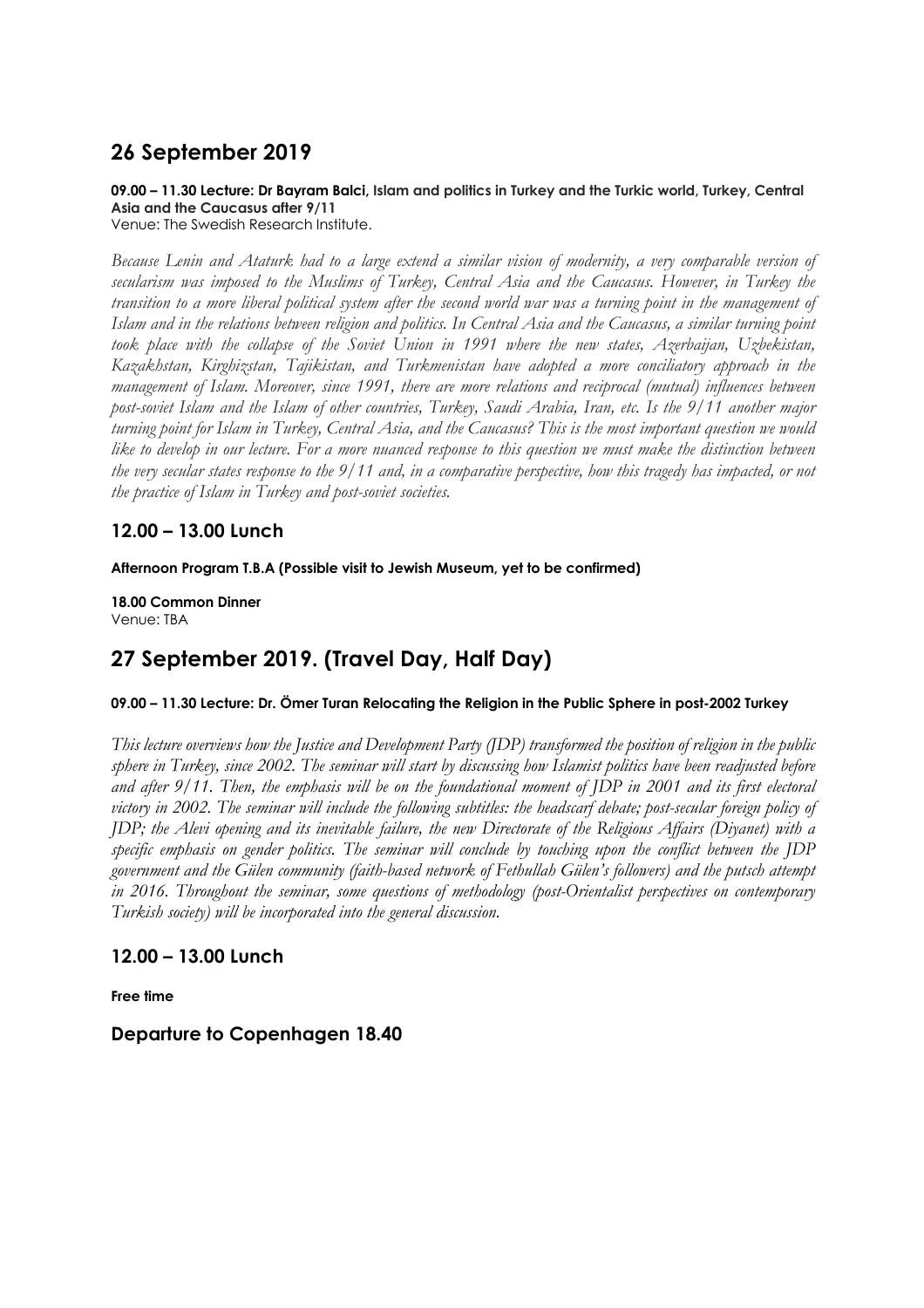## 26 September 2019

**09.00 – 11.30 Lecture: Dr Bayram Balci, Islam and politics in Turkey and the Turkic world, Turkey, Central Asia and the Caucasus after 9/11**
Venue: The Swedish Research Institute.

*Because Lenin and Ataturk had to a large extend a similar vision of modernity, a very comparable version of secularism was imposed to the Muslims of Turkey, Central Asia and the Caucasus. However, in Turkey the transition to a more liberal political system after the second world war was a turning point in the management of Islam and in the relations between religion and politics. In Central Asia and the Caucasus, a similar turning point took place with the collapse of the Soviet Union in 1991 where the new states, Azerbaijan, Uzbekistan, Kazakhstan, Kirghizstan, Tajikistan, and Turkmenistan have adopted a more conciliatory approach in the management of Islam. Moreover, since 1991, there are more relations and reciprocal (mutual) influences between post-soviet Islam and the Islam of other countries, Turkey, Saudi Arabia, Iran, etc. Is the 9/11 another major turning point for Islam in Turkey, Central Asia, and the Caucasus? This is the most important question we would like to develop in our lecture. For a more nuanced response to this question we must make the distinction between the very secular states response to the 9/11 and, in a comparative perspective, how this tragedy has impacted, or not the practice of Islam in Turkey and post-soviet societies.*

### 12.00 – 13.00 Lunch

**Afternoon Program T.B.A (Possible visit to Jewish Museum, yet to be confirmed)**

**18.00 Common Dinner**
Venue: TBA

## 27 September 2019. (Travel Day, Half Day)

**09.00 – 11.30 Lecture: Dr. Ömer Turan Relocating the Religion in the Public Sphere in post-2002 Turkey**

*This lecture overviews how the Justice and Development Party (JDP) transformed the position of religion in the public sphere in Turkey, since 2002. The seminar will start by discussing how Islamist politics have been readjusted before and after 9/11. Then, the emphasis will be on the foundational moment of JDP in 2001 and its first electoral victory in 2002. The seminar will include the following subtitles: the headscarf debate; post-secular foreign policy of JDP; the Alevi opening and its inevitable failure, the new Directorate of the Religious Affairs (Diyanet) with a specific emphasis on gender politics. The seminar will conclude by touching upon the conflict between the JDP government and the Gülen community (faith-based network of Fethullah Gülen's followers) and the putsch attempt in 2016. Throughout the seminar, some questions of methodology (post-Orientalist perspectives on contemporary Turkish society) will be incorporated into the general discussion.*

### 12.00 – 13.00 Lunch

**Free time**

### Departure to Copenhagen 18.40